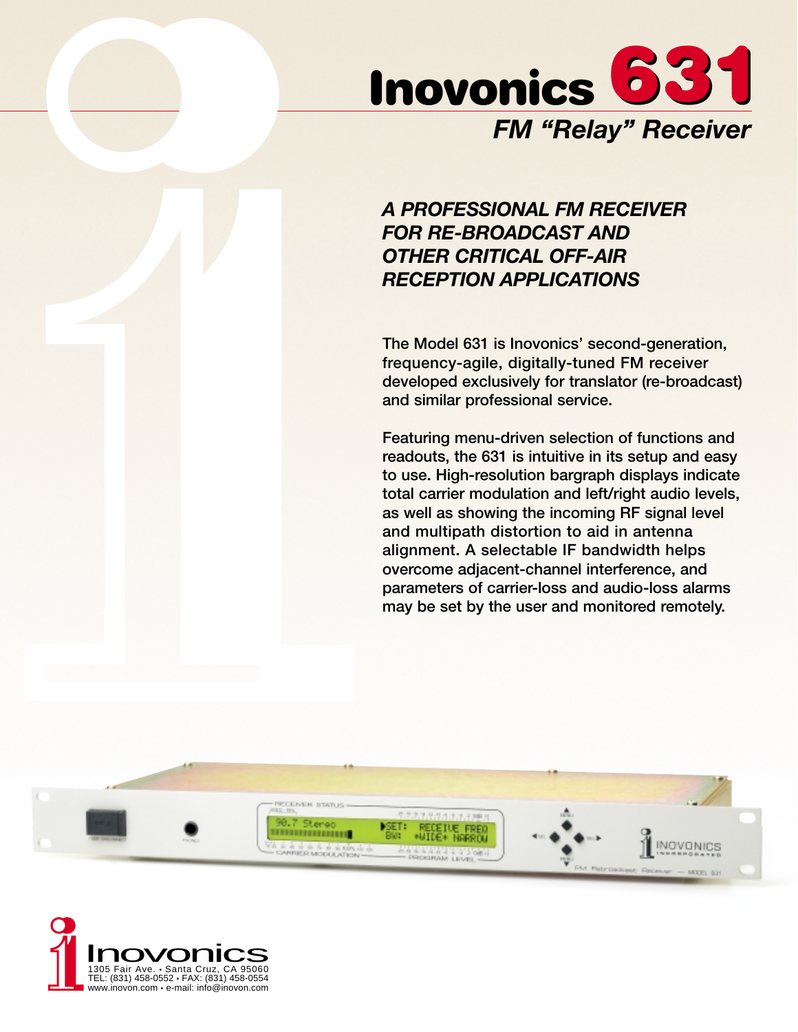# Inovonics 631

## *FM "Relay" Receiver*

***A PROFESSIONAL FM RECEIVER FOR RE-BROADCAST AND OTHER CRITICAL OFF-AIR RECEPTION APPLICATIONS***

The Model 631 is Inovonics' second-generation, frequency-agile, digitally-tuned FM receiver developed exclusively for translator (re-broadcast) and similar professional service.

Featuring menu-driven selection of functions and readouts, the 631 is intuitive in its setup and easy to use. High-resolution bargraph displays indicate total carrier modulation and left/right audio levels, as well as showing the incoming RF signal level and multipath distortion to aid in antenna alignment. A selectable IF bandwidth helps overcome adjacent-channel interference, and parameters of carrier-loss and audio-loss alarms may be set by the user and monitored remotely.

Inovonics
1305 Fair Ave. • Santa Cruz, CA 95060
TEL: (831) 458-0552 • FAX: (831) 458-0554
www.inovon.com • e-mail: info@inovon.com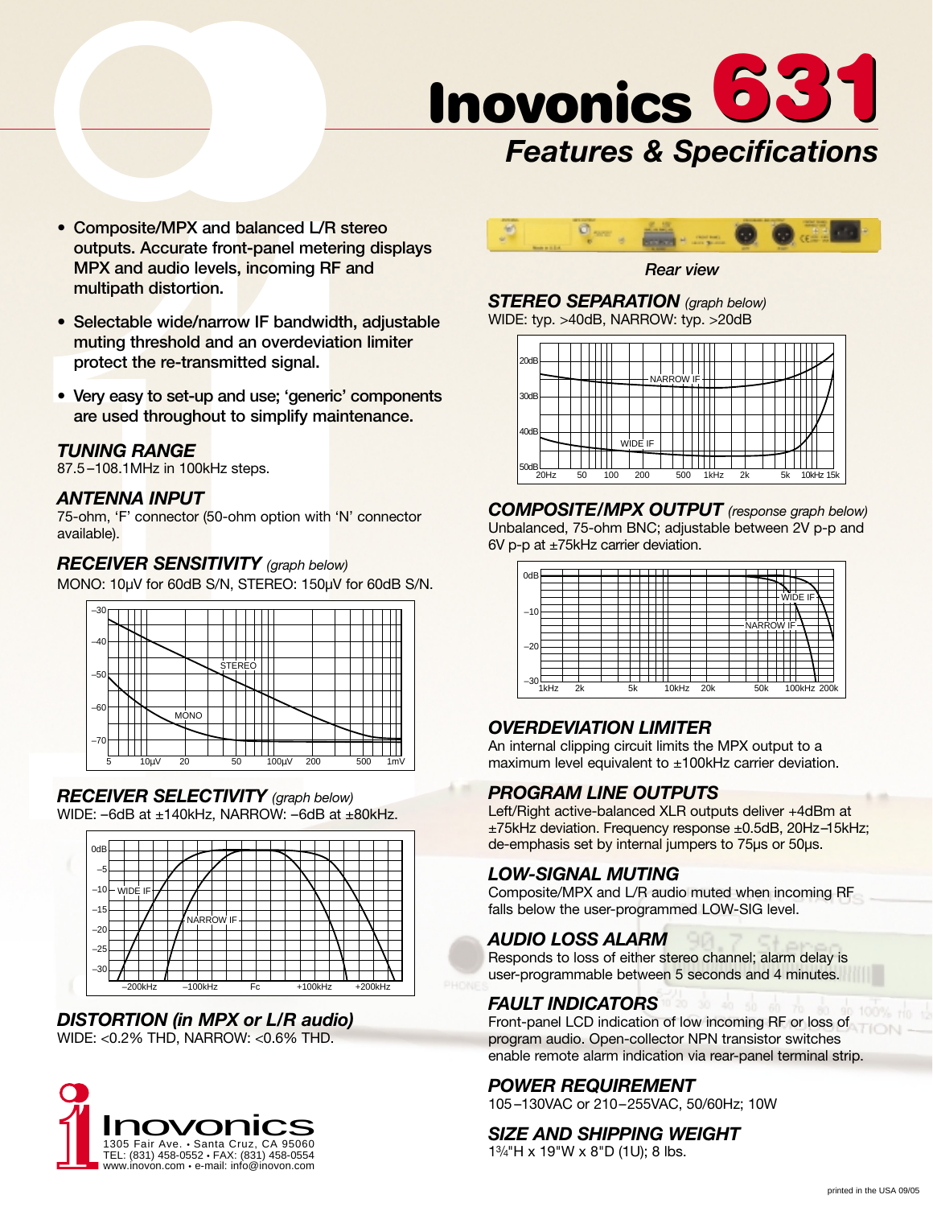# Inovonics 631

## Features & Specifications

- Composite/MPX and balanced L/R stereo outputs. Accurate front-panel metering displays MPX and audio levels, incoming RF and multipath distortion.
- Selectable wide/narrow IF bandwidth, adjustable muting threshold and an overdeviation limiter protect the re-transmitted signal.
- Very easy to set-up and use; 'generic' components are used throughout to simplify maintenance.

### TUNING RANGE

87.5–108.1MHz in 100kHz steps.

### ANTENNA INPUT

75-ohm, 'F' connector (50-ohm option with 'N' connector available).

### RECEIVER SENSITIVITY *(graph below)*

MONO: 10µV for 60dB S/N, STEREO: 150µV for 60dB S/N.

–30
–40
–50
–60
–70
5 10µV 20 50 100µV 200 500 1mV
STEREO
MONO

### RECEIVER SELECTIVITY *(graph below)*

WIDE: –6dB at ±140kHz, NARROW: –6dB at ±80kHz.

0dB
–5
–10
–15
–20
–25
–30
–200kHz –100kHz Fc +100kHz +200kHz
WIDE IF
NARROW IF

### DISTORTION (in MPX or L/R audio)

WIDE: <0.2% THD, NARROW: <0.6% THD.

Rear view

### STEREO SEPARATION *(graph below)*

WIDE: typ. >40dB, NARROW: typ. >20dB

20dB
30dB
40dB
50dB
20Hz 50 100 200 500 1kHz 2k 5k 10kHz 15k
NARROW IF
WIDE IF

### COMPOSITE/MPX OUTPUT *(response graph below)*

Unbalanced, 75-ohm BNC; adjustable between 2V p-p and 6V p-p at ±75kHz carrier deviation.

0dB
–10
–20
–30
1kHz 2k 5k 10kHz 20k 50k 100kHz 200k
WIDE IF
NARROW IF

### OVERDEVIATION LIMITER

An internal clipping circuit limits the MPX output to a maximum level equivalent to ±100kHz carrier deviation.

### PROGRAM LINE OUTPUTS

Left/Right active-balanced XLR outputs deliver +4dBm at ±75kHz deviation. Frequency response ±0.5dB, 20Hz–15kHz; de-emphasis set by internal jumpers to 75µs or 50µs.

### LOW-SIGNAL MUTING

Composite/MPX and L/R audio muted when incoming RF falls below the user-programmed LOW-SIG level.

### AUDIO LOSS ALARM

Responds to loss of either stereo channel; alarm delay is user-programmable between 5 seconds and 4 minutes.

### FAULT INDICATORS

Front-panel LCD indication of low incoming RF or loss of program audio. Open-collector NPN transistor switches enable remote alarm indication via rear-panel terminal strip.

### POWER REQUIREMENT

105–130VAC or 210–255VAC, 50/60Hz; 10W

### SIZE AND SHIPPING WEIGHT

1¾"H x 19"W x 8"D (1U); 8 lbs.

Inovonics
1305 Fair Ave. • Santa Cruz, CA 95060
TEL: (831) 458-0552 • FAX: (831) 458-0554
www.inovon.com • e-mail: info@inovon.com

printed in the USA 09/05